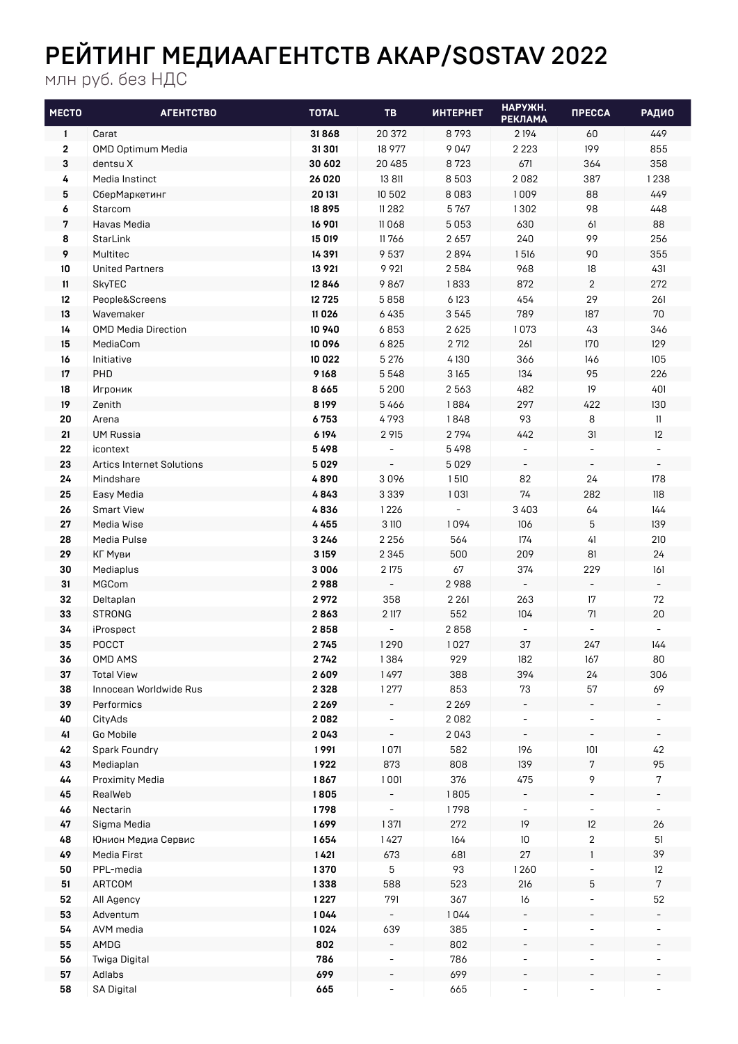# РЕЙТИНГ МЕДИААГЕНТСТВ АКАР/SOSTAV 2022

млн руб. без НДС

| МЕСТО | АГЕНТСТВО | TOTAL | ТВ | ИНТЕРНЕТ | НАРУЖН. РЕКЛАМА | ПРЕССА | РАДИО |
|---|---|---|---|---|---|---|---|
| 1 | Carat | **31 868** | 20 372 | 8 793 | 2 194 | 60 | 449 |
| 2 | OMD Optimum Media | **31 301** | 18 977 | 9 047 | 2 223 | 199 | 855 |
| 3 | dentsu X | **30 602** | 20 485 | 8 723 | 671 | 364 | 358 |
| 4 | Media Instinct | **26 020** | 13 811 | 8 503 | 2 082 | 387 | 1 238 |
| 5 | СберМаркетинг | **20 131** | 10 502 | 8 083 | 1 009 | 88 | 449 |
| 6 | Starcom | **18 895** | 11 282 | 5 767 | 1 302 | 98 | 448 |
| 7 | Havas Media | **16 901** | 11 068 | 5 053 | 630 | 61 | 88 |
| 8 | StarLink | **15 019** | 11 766 | 2 657 | 240 | 99 | 256 |
| 9 | Multitec | **14 391** | 9 537 | 2 894 | 1 516 | 90 | 355 |
| 10 | United Partners | **13 921** | 9 921 | 2 584 | 968 | 18 | 431 |
| 11 | SkyTEC | **12 846** | 9 867 | 1 833 | 872 | 2 | 272 |
| 12 | People&Screens | **12 725** | 5 858 | 6 123 | 454 | 29 | 261 |
| 13 | Wavemaker | **11 026** | 6 435 | 3 545 | 789 | 187 | 70 |
| 14 | OMD Media Direction | **10 940** | 6 853 | 2 625 | 1 073 | 43 | 346 |
| 15 | MediaCom | **10 096** | 6 825 | 2 712 | 261 | 170 | 129 |
| 16 | Initiative | **10 022** | 5 276 | 4 130 | 366 | 146 | 105 |
| 17 | PHD | **9 168** | 5 548 | 3 165 | 134 | 95 | 226 |
| 18 | Игроник | **8 665** | 5 200 | 2 563 | 482 | 19 | 401 |
| 19 | Zenith | **8 199** | 5 466 | 1 884 | 297 | 422 | 130 |
| 20 | Arena | **6 753** | 4 793 | 1 848 | 93 | 8 | 11 |
| 21 | UM Russia | **6 194** | 2 915 | 2 794 | 442 | 31 | 12 |
| 22 | icontext | **5 498** | - | 5 498 | - | - | - |
| 23 | Artics Internet Solutions | **5 029** | - | 5 029 | - | - | - |
| 24 | Mindshare | **4 890** | 3 096 | 1 510 | 82 | 24 | 178 |
| 25 | Easy Media | **4 843** | 3 339 | 1 031 | 74 | 282 | 118 |
| 26 | Smart View | **4 836** | 1 226 | - | 3 403 | 64 | 144 |
| 27 | Media Wise | **4 455** | 3 110 | 1 094 | 106 | 5 | 139 |
| 28 | Media Pulse | **3 246** | 2 256 | 564 | 174 | 41 | 210 |
| 29 | КГ Муви | **3 159** | 2 345 | 500 | 209 | 81 | 24 |
| 30 | Mediaplus | **3 006** | 2 175 | 67 | 374 | 229 | 161 |
| 31 | MGCom | **2 988** | - | 2 988 | - | - | - |
| 32 | Deltaplan | **2 972** | 358 | 2 261 | 263 | 17 | 72 |
| 33 | STRONG | **2 863** | 2 117 | 552 | 104 | 71 | 20 |
| 34 | iProspect | **2 858** | - | 2 858 | - | - | - |
| 35 | РОССТ | **2 745** | 1 290 | 1 027 | 37 | 247 | 144 |
| 36 | OMD AMS | **2 742** | 1 384 | 929 | 182 | 167 | 80 |
| 37 | Total View | **2 609** | 1 497 | 388 | 394 | 24 | 306 |
| 38 | Innocean Worldwide Rus | **2 328** | 1 277 | 853 | 73 | 57 | 69 |
| 39 | Performics | **2 269** | - | 2 269 | - | - | - |
| 40 | CityAds | **2 082** | - | 2 082 | - | - | - |
| 41 | Go Mobile | **2 043** | - | 2 043 | - | - | - |
| 42 | Spark Foundry | **1 991** | 1 071 | 582 | 196 | 101 | 42 |
| 43 | Mediaplan | **1 922** | 873 | 808 | 139 | 7 | 95 |
| 44 | Proximity Media | **1 867** | 1 001 | 376 | 475 | 9 | 7 |
| 45 | RealWeb | **1 805** | - | 1 805 | - | - | - |
| 46 | Nectarin | **1 798** | - | 1 798 | - | - | - |
| 47 | Sigma Media | **1 699** | 1 371 | 272 | 19 | 12 | 26 |
| 48 | Юнион Медиа Сервис | **1 654** | 1 427 | 164 | 10 | 2 | 51 |
| 49 | Media First | **1 421** | 673 | 681 | 27 | 1 | 39 |
| 50 | PPL-media | **1 370** | 5 | 93 | 1 260 | - | 12 |
| 51 | ARTCOM | **1 338** | 588 | 523 | 216 | 5 | 7 |
| 52 | All Agency | **1 227** | 791 | 367 | 16 | - | 52 |
| 53 | Adventum | **1 044** | - | 1 044 | - | - | - |
| 54 | AVM media | **1 024** | 639 | 385 | - | - | - |
| 55 | AMDG | **802** | - | 802 | - | - | - |
| 56 | Twiga Digital | **786** | - | 786 | - | - | - |
| 57 | Adlabs | **699** | - | 699 | - | - | - |
| 58 | SA Digital | **665** | - | 665 | - | - | - |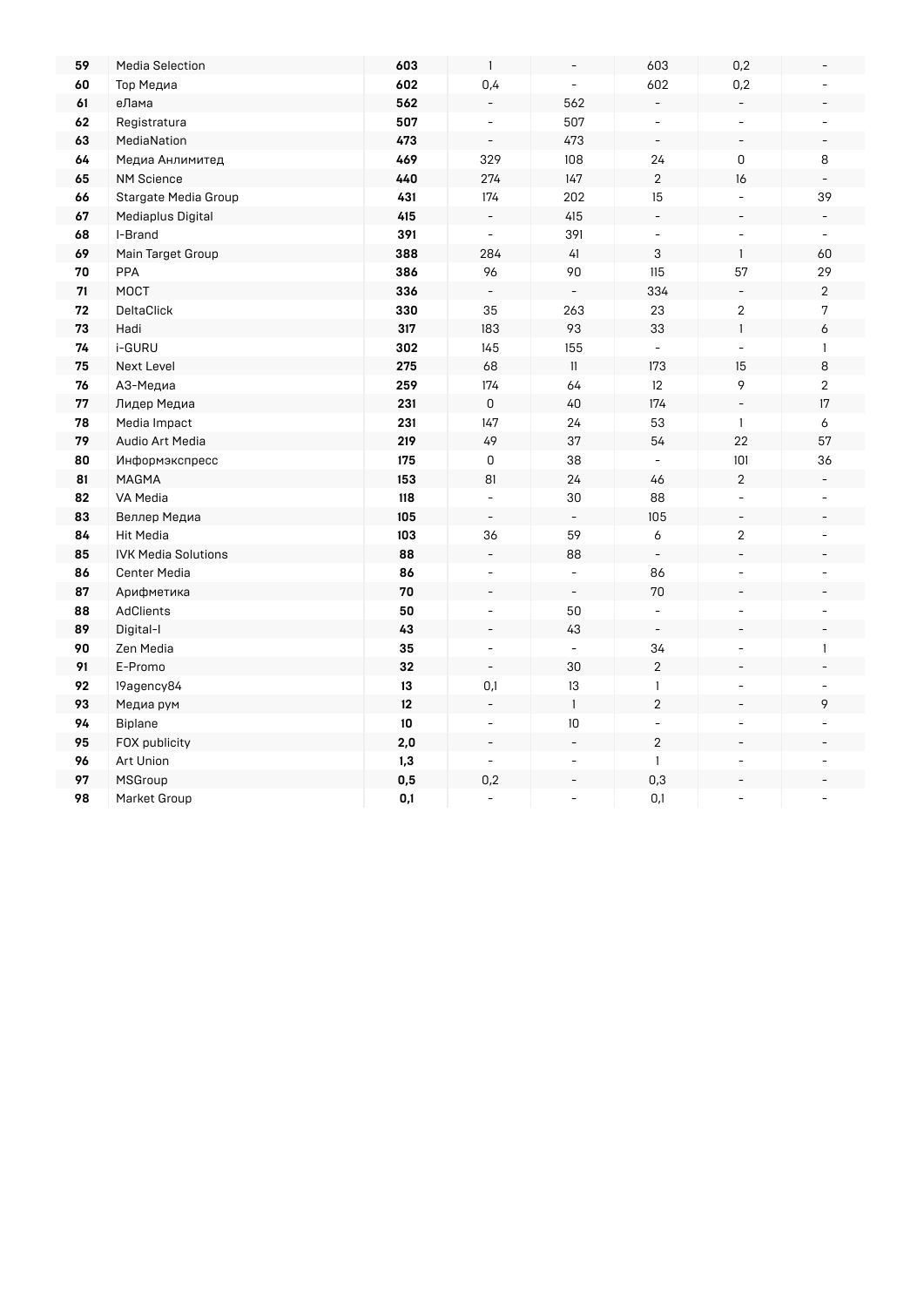| | | | | | | | |
|---|---|---|---|---|---|---|---|
| **59** | Media Selection | **603** | 1 | - | 603 | 0,2 | - |
| **60** | Top Медиа | **602** | 0,4 | - | 602 | 0,2 | - |
| **61** | еЛама | **562** | - | 562 | - | - | - |
| **62** | Registratura | **507** | - | 507 | - | - | - |
| **63** | MediaNation | **473** | - | 473 | - | - | - |
| **64** | Медиа Анлимитед | **469** | 329 | 108 | 24 | 0 | 8 |
| **65** | NM Science | **440** | 274 | 147 | 2 | 16 | - |
| **66** | Stargate Media Group | **431** | 174 | 202 | 15 | - | 39 |
| **67** | Mediaplus Digital | **415** | - | 415 | - | - | - |
| **68** | I-Brand | **391** | - | 391 | - | - | - |
| **69** | Main Target Group | **388** | 284 | 41 | 3 | 1 | 60 |
| **70** | PPA | **386** | 96 | 90 | 115 | 57 | 29 |
| **71** | МОСТ | **336** | - | - | 334 | - | 2 |
| **72** | DeltaClick | **330** | 35 | 263 | 23 | 2 | 7 |
| **73** | Hadi | **317** | 183 | 93 | 33 | 1 | 6 |
| **74** | i-GURU | **302** | 145 | 155 | - | - | 1 |
| **75** | Next Level | **275** | 68 | 11 | 173 | 15 | 8 |
| **76** | А3-Медиа | **259** | 174 | 64 | 12 | 9 | 2 |
| **77** | Лидер Медиа | **231** | 0 | 40 | 174 | - | 17 |
| **78** | Media Impact | **231** | 147 | 24 | 53 | 1 | 6 |
| **79** | Audio Art Media | **219** | 49 | 37 | 54 | 22 | 57 |
| **80** | Информэкспресс | **175** | 0 | 38 | - | 101 | 36 |
| **81** | MAGMA | **153** | 81 | 24 | 46 | 2 | - |
| **82** | VA Media | **118** | - | 30 | 88 | - | - |
| **83** | Веллер Медиа | **105** | - | - | 105 | - | - |
| **84** | Hit Media | **103** | 36 | 59 | 6 | 2 | - |
| **85** | IVK Media Solutions | **88** | - | 88 | - | - | - |
| **86** | Center Media | **86** | - | - | 86 | - | - |
| **87** | Арифметика | **70** | - | - | 70 | - | - |
| **88** | AdClients | **50** | - | 50 | - | - | - |
| **89** | Digital-I | **43** | - | 43 | - | - | - |
| **90** | Zen Media | **35** | - | - | 34 | - | 1 |
| **91** | E-Promo | **32** | - | 30 | 2 | - | - |
| **92** | 19agency84 | **13** | 0,1 | 13 | 1 | - | - |
| **93** | Медиа рум | **12** | - | 1 | 2 | - | 9 |
| **94** | Biplane | **10** | - | 10 | - | - | - |
| **95** | FOX publicity | **2,0** | - | - | 2 | - | - |
| **96** | Art Union | **1,3** | - | - | 1 | - | - |
| **97** | MSGroup | **0,5** | 0,2 | - | 0,3 | - | - |
| **98** | Market Group | **0,1** | - | - | 0,1 | - | - |